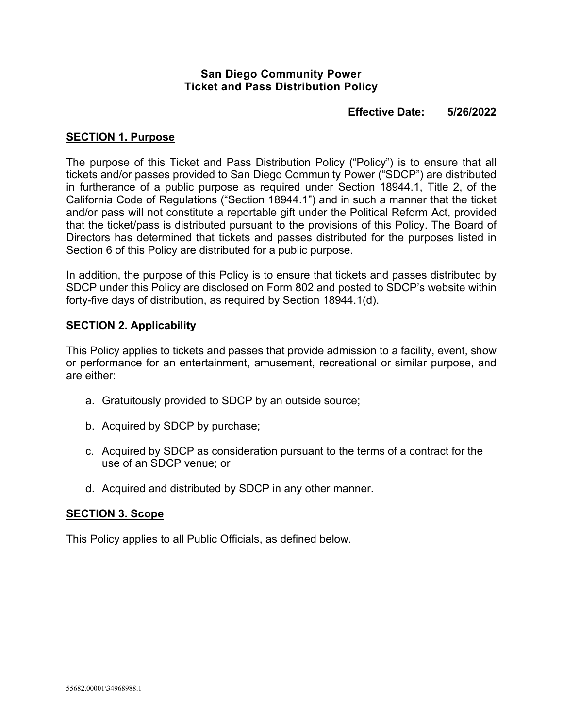# San Diego Community Power
# Ticket and Pass Distribution Policy

**Effective Date: 5/26/2022**

## SECTION 1. Purpose

The purpose of this Ticket and Pass Distribution Policy ("Policy") is to ensure that all tickets and/or passes provided to San Diego Community Power ("SDCP") are distributed in furtherance of a public purpose as required under Section 18944.1, Title 2, of the California Code of Regulations ("Section 18944.1") and in such a manner that the ticket and/or pass will not constitute a reportable gift under the Political Reform Act, provided that the ticket/pass is distributed pursuant to the provisions of this Policy. The Board of Directors has determined that tickets and passes distributed for the purposes listed in Section 6 of this Policy are distributed for a public purpose.

In addition, the purpose of this Policy is to ensure that tickets and passes distributed by SDCP under this Policy are disclosed on Form 802 and posted to SDCP's website within forty-five days of distribution, as required by Section 18944.1(d).

## SECTION 2. Applicability

This Policy applies to tickets and passes that provide admission to a facility, event, show or performance for an entertainment, amusement, recreational or similar purpose, and are either:

a. Gratuitously provided to SDCP by an outside source;

b. Acquired by SDCP by purchase;

c. Acquired by SDCP as consideration pursuant to the terms of a contract for the use of an SDCP venue; or

d. Acquired and distributed by SDCP in any other manner.

## SECTION 3. Scope

This Policy applies to all Public Officials, as defined below.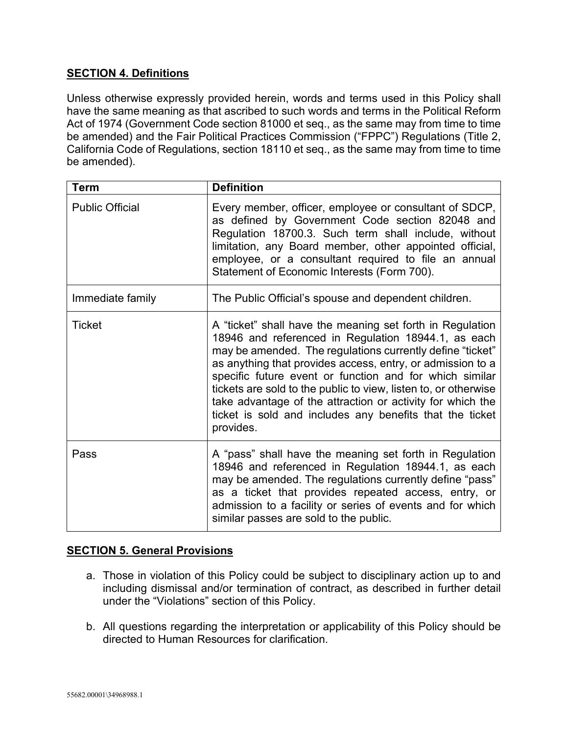## SECTION 4. Definitions

Unless otherwise expressly provided herein, words and terms used in this Policy shall have the same meaning as that ascribed to such words and terms in the Political Reform Act of 1974 (Government Code section 81000 et seq., as the same may from time to time be amended) and the Fair Political Practices Commission ("FPPC") Regulations (Title 2, California Code of Regulations, section 18110 et seq., as the same may from time to time be amended).

| Term | Definition |
| --- | --- |
| Public Official | Every member, officer, employee or consultant of SDCP, as defined by Government Code section 82048 and Regulation 18700.3. Such term shall include, without limitation, any Board member, other appointed official, employee, or a consultant required to file an annual Statement of Economic Interests (Form 700). |
| Immediate family | The Public Official's spouse and dependent children. |
| Ticket | A "ticket" shall have the meaning set forth in Regulation 18946 and referenced in Regulation 18944.1, as each may be amended. The regulations currently define "ticket" as anything that provides access, entry, or admission to a specific future event or function and for which similar tickets are sold to the public to view, listen to, or otherwise take advantage of the attraction or activity for which the ticket is sold and includes any benefits that the ticket provides. |
| Pass | A "pass" shall have the meaning set forth in Regulation 18946 and referenced in Regulation 18944.1, as each may be amended. The regulations currently define "pass" as a ticket that provides repeated access, entry, or admission to a facility or series of events and for which similar passes are sold to the public. |

## SECTION 5. General Provisions

a. Those in violation of this Policy could be subject to disciplinary action up to and including dismissal and/or termination of contract, as described in further detail under the "Violations" section of this Policy.

b. All questions regarding the interpretation or applicability of this Policy should be directed to Human Resources for clarification.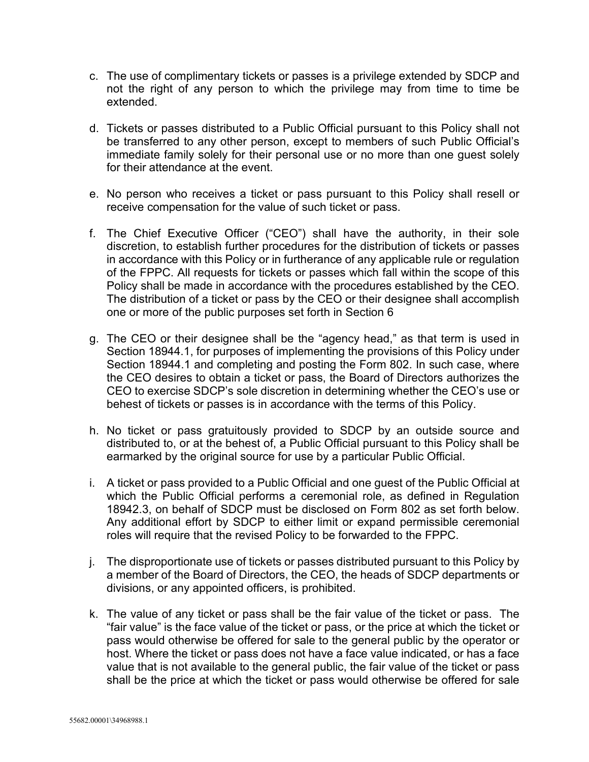c. The use of complimentary tickets or passes is a privilege extended by SDCP and not the right of any person to which the privilege may from time to time be extended.

d. Tickets or passes distributed to a Public Official pursuant to this Policy shall not be transferred to any other person, except to members of such Public Official's immediate family solely for their personal use or no more than one guest solely for their attendance at the event.

e. No person who receives a ticket or pass pursuant to this Policy shall resell or receive compensation for the value of such ticket or pass.

f. The Chief Executive Officer ("CEO") shall have the authority, in their sole discretion, to establish further procedures for the distribution of tickets or passes in accordance with this Policy or in furtherance of any applicable rule or regulation of the FPPC. All requests for tickets or passes which fall within the scope of this Policy shall be made in accordance with the procedures established by the CEO. The distribution of a ticket or pass by the CEO or their designee shall accomplish one or more of the public purposes set forth in Section 6

g. The CEO or their designee shall be the "agency head," as that term is used in Section 18944.1, for purposes of implementing the provisions of this Policy under Section 18944.1 and completing and posting the Form 802. In such case, where the CEO desires to obtain a ticket or pass, the Board of Directors authorizes the CEO to exercise SDCP's sole discretion in determining whether the CEO's use or behest of tickets or passes is in accordance with the terms of this Policy.

h. No ticket or pass gratuitously provided to SDCP by an outside source and distributed to, or at the behest of, a Public Official pursuant to this Policy shall be earmarked by the original source for use by a particular Public Official.

i. A ticket or pass provided to a Public Official and one guest of the Public Official at which the Public Official performs a ceremonial role, as defined in Regulation 18942.3, on behalf of SDCP must be disclosed on Form 802 as set forth below. Any additional effort by SDCP to either limit or expand permissible ceremonial roles will require that the revised Policy to be forwarded to the FPPC.

j. The disproportionate use of tickets or passes distributed pursuant to this Policy by a member of the Board of Directors, the CEO, the heads of SDCP departments or divisions, or any appointed officers, is prohibited.

k. The value of any ticket or pass shall be the fair value of the ticket or pass. The "fair value" is the face value of the ticket or pass, or the price at which the ticket or pass would otherwise be offered for sale to the general public by the operator or host. Where the ticket or pass does not have a face value indicated, or has a face value that is not available to the general public, the fair value of the ticket or pass shall be the price at which the ticket or pass would otherwise be offered for sale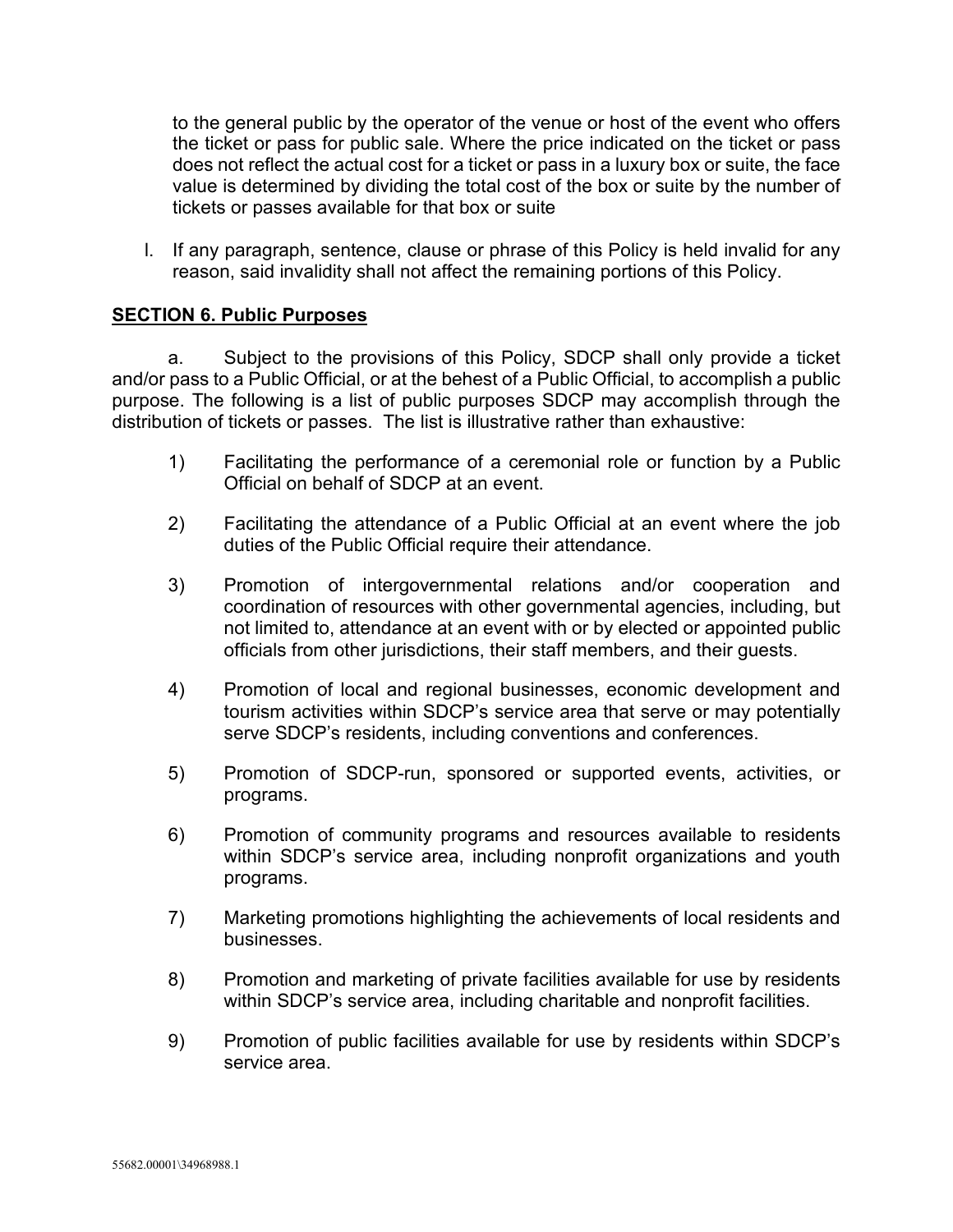to the general public by the operator of the venue or host of the event who offers the ticket or pass for public sale. Where the price indicated on the ticket or pass does not reflect the actual cost for a ticket or pass in a luxury box or suite, the face value is determined by dividing the total cost of the box or suite by the number of tickets or passes available for that box or suite

l. If any paragraph, sentence, clause or phrase of this Policy is held invalid for any reason, said invalidity shall not affect the remaining portions of this Policy.

**SECTION 6. Public Purposes**

a. Subject to the provisions of this Policy, SDCP shall only provide a ticket and/or pass to a Public Official, or at the behest of a Public Official, to accomplish a public purpose. The following is a list of public purposes SDCP may accomplish through the distribution of tickets or passes. The list is illustrative rather than exhaustive:

1) Facilitating the performance of a ceremonial role or function by a Public Official on behalf of SDCP at an event.

2) Facilitating the attendance of a Public Official at an event where the job duties of the Public Official require their attendance.

3) Promotion of intergovernmental relations and/or cooperation and coordination of resources with other governmental agencies, including, but not limited to, attendance at an event with or by elected or appointed public officials from other jurisdictions, their staff members, and their guests.

4) Promotion of local and regional businesses, economic development and tourism activities within SDCP's service area that serve or may potentially serve SDCP's residents, including conventions and conferences.

5) Promotion of SDCP-run, sponsored or supported events, activities, or programs.

6) Promotion of community programs and resources available to residents within SDCP's service area, including nonprofit organizations and youth programs.

7) Marketing promotions highlighting the achievements of local residents and businesses.

8) Promotion and marketing of private facilities available for use by residents within SDCP's service area, including charitable and nonprofit facilities.

9) Promotion of public facilities available for use by residents within SDCP's service area.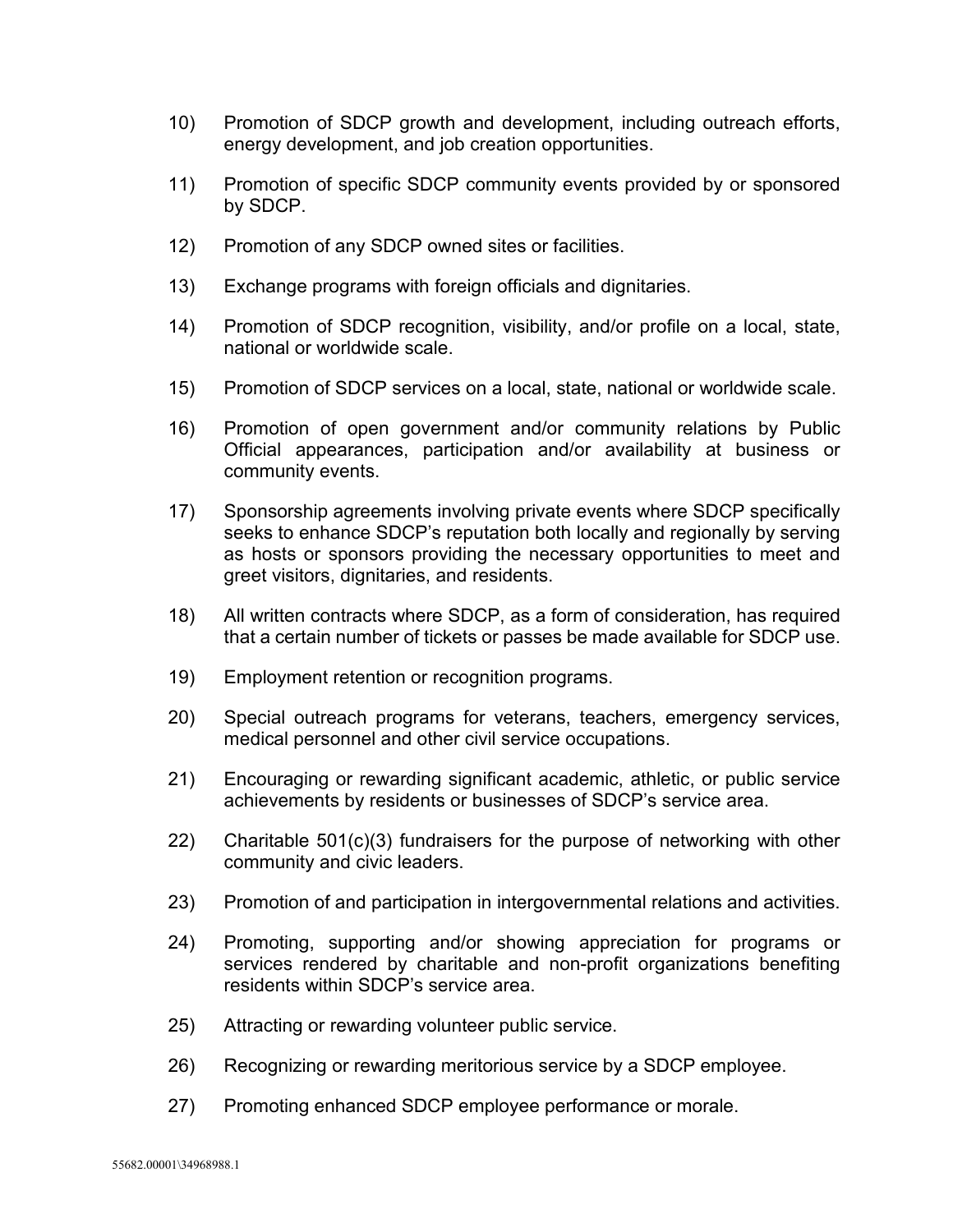10) Promotion of SDCP growth and development, including outreach efforts, energy development, and job creation opportunities.

11) Promotion of specific SDCP community events provided by or sponsored by SDCP.

12) Promotion of any SDCP owned sites or facilities.

13) Exchange programs with foreign officials and dignitaries.

14) Promotion of SDCP recognition, visibility, and/or profile on a local, state, national or worldwide scale.

15) Promotion of SDCP services on a local, state, national or worldwide scale.

16) Promotion of open government and/or community relations by Public Official appearances, participation and/or availability at business or community events.

17) Sponsorship agreements involving private events where SDCP specifically seeks to enhance SDCP's reputation both locally and regionally by serving as hosts or sponsors providing the necessary opportunities to meet and greet visitors, dignitaries, and residents.

18) All written contracts where SDCP, as a form of consideration, has required that a certain number of tickets or passes be made available for SDCP use.

19) Employment retention or recognition programs.

20) Special outreach programs for veterans, teachers, emergency services, medical personnel and other civil service occupations.

21) Encouraging or rewarding significant academic, athletic, or public service achievements by residents or businesses of SDCP's service area.

22) Charitable 501(c)(3) fundraisers for the purpose of networking with other community and civic leaders.

23) Promotion of and participation in intergovernmental relations and activities.

24) Promoting, supporting and/or showing appreciation for programs or services rendered by charitable and non-profit organizations benefiting residents within SDCP's service area.

25) Attracting or rewarding volunteer public service.

26) Recognizing or rewarding meritorious service by a SDCP employee.

27) Promoting enhanced SDCP employee performance or morale.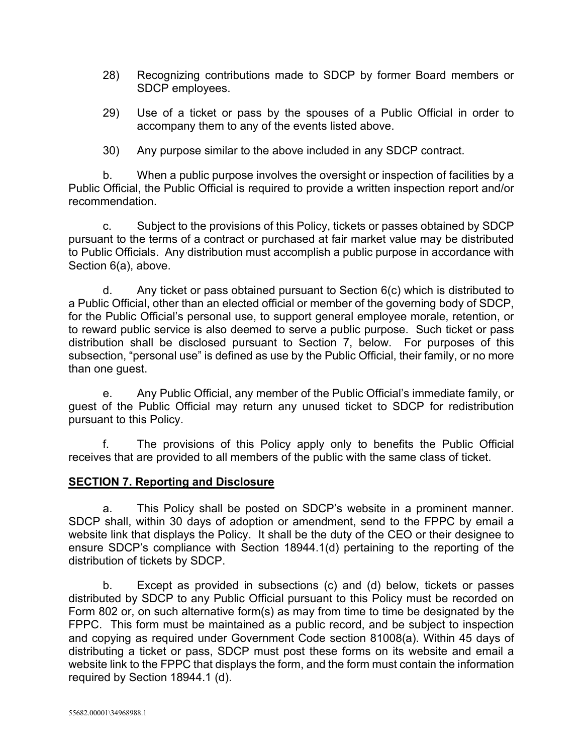28) Recognizing contributions made to SDCP by former Board members or SDCP employees.

29) Use of a ticket or pass by the spouses of a Public Official in order to accompany them to any of the events listed above.

30) Any purpose similar to the above included in any SDCP contract.

b. When a public purpose involves the oversight or inspection of facilities by a Public Official, the Public Official is required to provide a written inspection report and/or recommendation.

c. Subject to the provisions of this Policy, tickets or passes obtained by SDCP pursuant to the terms of a contract or purchased at fair market value may be distributed to Public Officials. Any distribution must accomplish a public purpose in accordance with Section 6(a), above.

d. Any ticket or pass obtained pursuant to Section 6(c) which is distributed to a Public Official, other than an elected official or member of the governing body of SDCP, for the Public Official's personal use, to support general employee morale, retention, or to reward public service is also deemed to serve a public purpose. Such ticket or pass distribution shall be disclosed pursuant to Section 7, below. For purposes of this subsection, "personal use" is defined as use by the Public Official, their family, or no more than one guest.

e. Any Public Official, any member of the Public Official's immediate family, or guest of the Public Official may return any unused ticket to SDCP for redistribution pursuant to this Policy.

f. The provisions of this Policy apply only to benefits the Public Official receives that are provided to all members of the public with the same class of ticket.

## SECTION 7. Reporting and Disclosure

a. This Policy shall be posted on SDCP's website in a prominent manner. SDCP shall, within 30 days of adoption or amendment, send to the FPPC by email a website link that displays the Policy. It shall be the duty of the CEO or their designee to ensure SDCP's compliance with Section 18944.1(d) pertaining to the reporting of the distribution of tickets by SDCP.

b. Except as provided in subsections (c) and (d) below, tickets or passes distributed by SDCP to any Public Official pursuant to this Policy must be recorded on Form 802 or, on such alternative form(s) as may from time to time be designated by the FPPC. This form must be maintained as a public record, and be subject to inspection and copying as required under Government Code section 81008(a). Within 45 days of distributing a ticket or pass, SDCP must post these forms on its website and email a website link to the FPPC that displays the form, and the form must contain the information required by Section 18944.1 (d).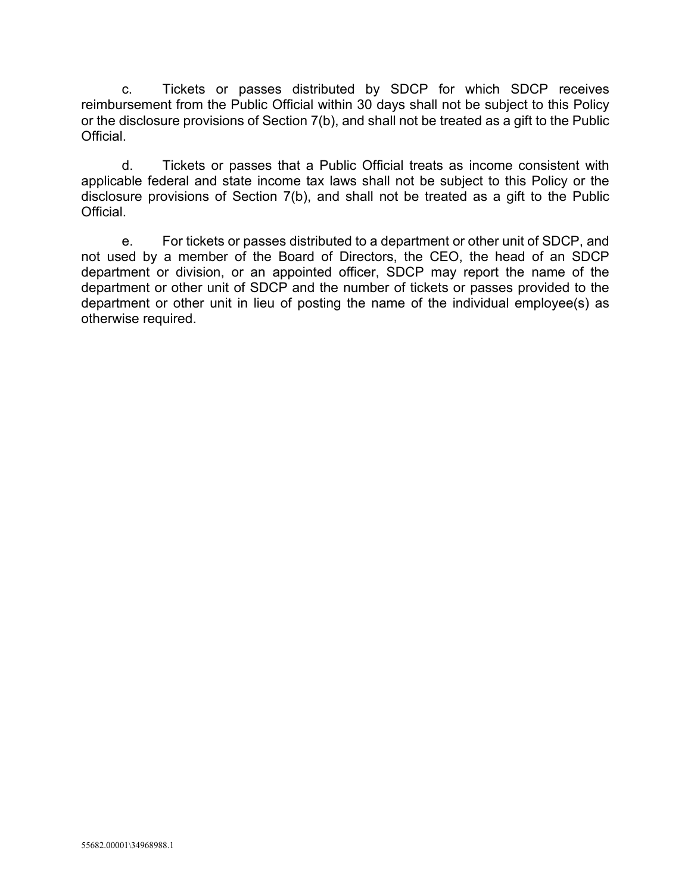c. Tickets or passes distributed by SDCP for which SDCP receives reimbursement from the Public Official within 30 days shall not be subject to this Policy or the disclosure provisions of Section 7(b), and shall not be treated as a gift to the Public Official.

d. Tickets or passes that a Public Official treats as income consistent with applicable federal and state income tax laws shall not be subject to this Policy or the disclosure provisions of Section 7(b), and shall not be treated as a gift to the Public Official.

e. For tickets or passes distributed to a department or other unit of SDCP, and not used by a member of the Board of Directors, the CEO, the head of an SDCP department or division, or an appointed officer, SDCP may report the name of the department or other unit of SDCP and the number of tickets or passes provided to the department or other unit in lieu of posting the name of the individual employee(s) as otherwise required.

55682.00001\34968988.1